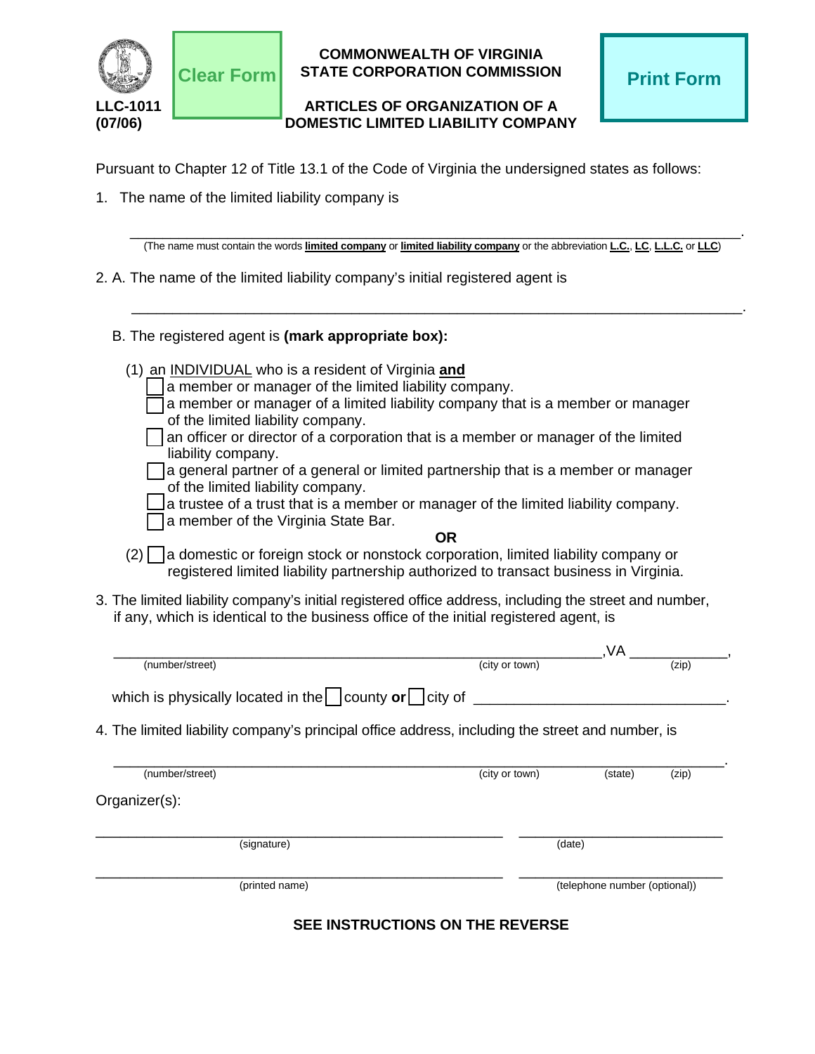LLC-1011
(07/06)

Clear Form

**COMMONWEALTH OF VIRGINIA**
**STATE CORPORATION COMMISSION**

**ARTICLES OF ORGANIZATION OF A**
**DOMESTIC LIMITED LIABILITY COMPANY**

Print Form

Pursuant to Chapter 12 of Title 13.1 of the Code of Virginia the undersigned states as follows:

1. The name of the limited liability company is

_______________________________________________________________________.
(The name must contain the words **limited company** or **limited liability company** or the abbreviation **L.C.**, **LC**, **L.L.C.** or **LLC**)

2. A. The name of the limited liability company's initial registered agent is

_______________________________________________________________________.

B. The registered agent is **(mark appropriate box):**

(1) an INDIVIDUAL who is a resident of Virginia **and**

- ☐ a member or manager of the limited liability company.
- ☐ a member or manager of a limited liability company that is a member or manager of the limited liability company.
- ☐ an officer or director of a corporation that is a member or manager of the limited liability company.
- ☐ a general partner of a general or limited partnership that is a member or manager of the limited liability company.
- ☐ a trustee of a trust that is a member or manager of the limited liability company.
- ☐ a member of the Virginia State Bar.

**OR**

(2) ☐ a domestic or foreign stock or nonstock corporation, limited liability company or registered limited liability partnership authorized to transact business in Virginia.

3. The limited liability company's initial registered office address, including the street and number, if any, which is identical to the business office of the initial registered agent, is

_______________________________________________,VA ____________,
(number/street) (city or town) (zip)

which is physically located in the ☐ county **or** ☐ city of ______________________________.

4. The limited liability company's principal office address, including the street and number, is

_______________________________________________________________________.
(number/street) (city or town) (state) (zip)

Organizer(s):

_______________________________________ _______________________
(signature) (date)

_______________________________________ _______________________
(printed name) (telephone number (optional))

**SEE INSTRUCTIONS ON THE REVERSE**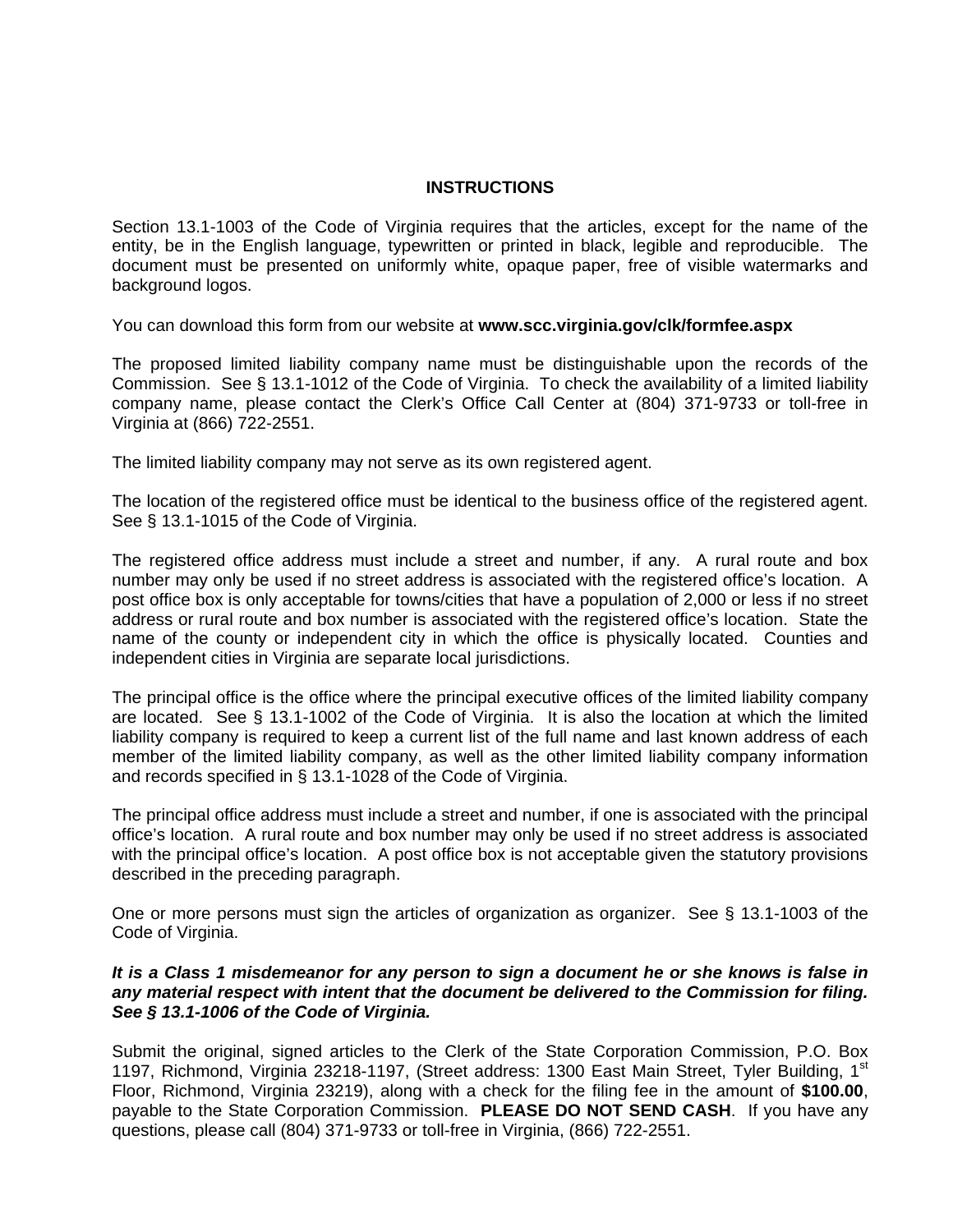## INSTRUCTIONS

Section 13.1-1003 of the Code of Virginia requires that the articles, except for the name of the entity, be in the English language, typewritten or printed in black, legible and reproducible. The document must be presented on uniformly white, opaque paper, free of visible watermarks and background logos.

You can download this form from our website at **www.scc.virginia.gov/clk/formfee.aspx**

The proposed limited liability company name must be distinguishable upon the records of the Commission. See § 13.1-1012 of the Code of Virginia. To check the availability of a limited liability company name, please contact the Clerk's Office Call Center at (804) 371-9733 or toll-free in Virginia at (866) 722-2551.

The limited liability company may not serve as its own registered agent.

The location of the registered office must be identical to the business office of the registered agent. See § 13.1-1015 of the Code of Virginia.

The registered office address must include a street and number, if any. A rural route and box number may only be used if no street address is associated with the registered office's location. A post office box is only acceptable for towns/cities that have a population of 2,000 or less if no street address or rural route and box number is associated with the registered office's location. State the name of the county or independent city in which the office is physically located. Counties and independent cities in Virginia are separate local jurisdictions.

The principal office is the office where the principal executive offices of the limited liability company are located. See § 13.1-1002 of the Code of Virginia. It is also the location at which the limited liability company is required to keep a current list of the full name and last known address of each member of the limited liability company, as well as the other limited liability company information and records specified in § 13.1-1028 of the Code of Virginia.

The principal office address must include a street and number, if one is associated with the principal office's location. A rural route and box number may only be used if no street address is associated with the principal office's location. A post office box is not acceptable given the statutory provisions described in the preceding paragraph.

One or more persons must sign the articles of organization as organizer. See § 13.1-1003 of the Code of Virginia.

***It is a Class 1 misdemeanor for any person to sign a document he or she knows is false in any material respect with intent that the document be delivered to the Commission for filing. See § 13.1-1006 of the Code of Virginia.***

Submit the original, signed articles to the Clerk of the State Corporation Commission, P.O. Box 1197, Richmond, Virginia 23218-1197, (Street address: 1300 East Main Street, Tyler Building, 1st Floor, Richmond, Virginia 23219), along with a check for the filing fee in the amount of **$100.00**, payable to the State Corporation Commission. **PLEASE DO NOT SEND CASH**. If you have any questions, please call (804) 371-9733 or toll-free in Virginia, (866) 722-2551.